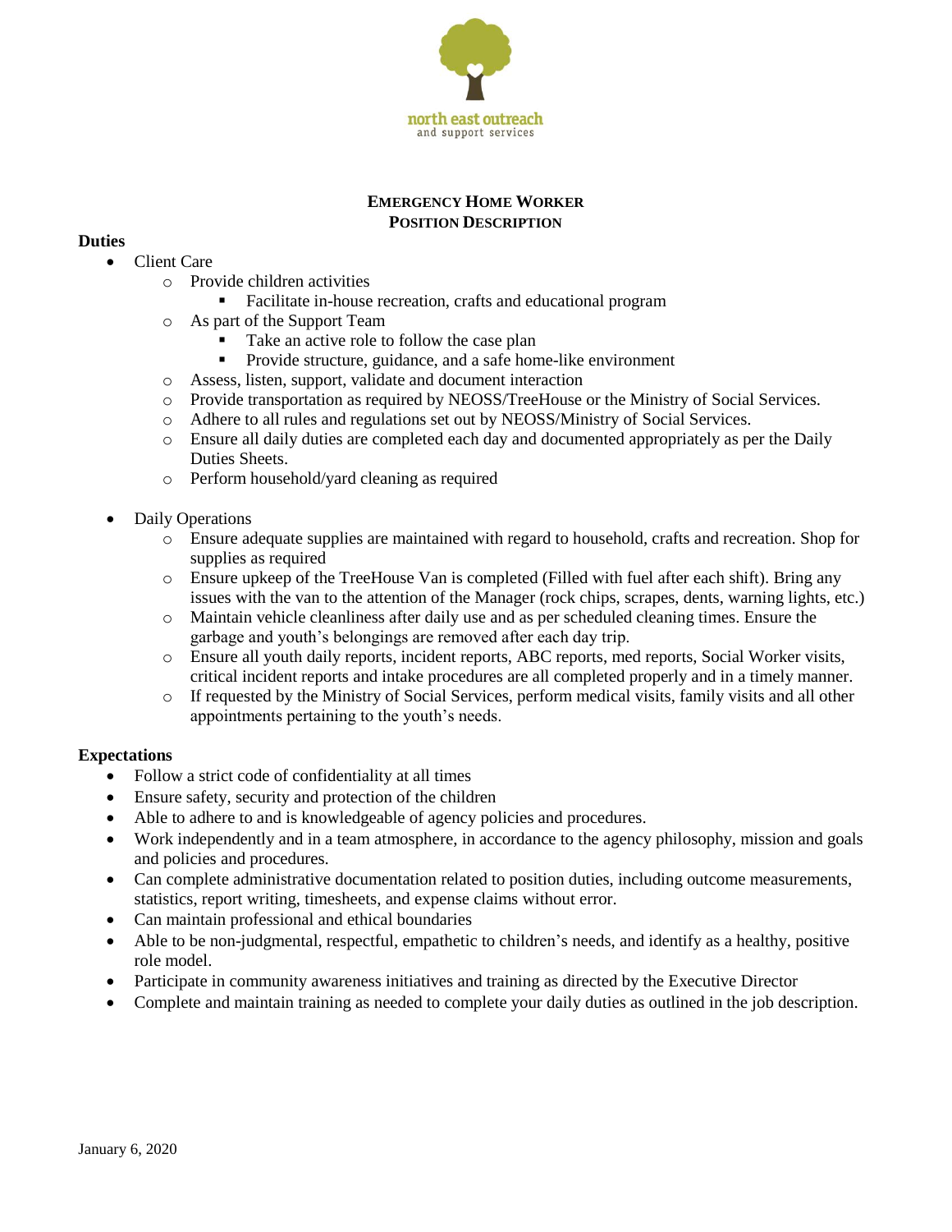north east outreach
and support services

# Emergency Home Worker
## Position Description

**Duties**

- Client Care
  - Provide children activities
    - Facilitate in-house recreation, crafts and educational program
  - As part of the Support Team
    - Take an active role to follow the case plan
    - Provide structure, guidance, and a safe home-like environment
  - Assess, listen, support, validate and document interaction
  - Provide transportation as required by NEOSS/TreeHouse or the Ministry of Social Services.
  - Adhere to all rules and regulations set out by NEOSS/Ministry of Social Services.
  - Ensure all daily duties are completed each day and documented appropriately as per the Daily Duties Sheets.
  - Perform household/yard cleaning as required

- Daily Operations
  - Ensure adequate supplies are maintained with regard to household, crafts and recreation. Shop for supplies as required
  - Ensure upkeep of the TreeHouse Van is completed (Filled with fuel after each shift). Bring any issues with the van to the attention of the Manager (rock chips, scrapes, dents, warning lights, etc.)
  - Maintain vehicle cleanliness after daily use and as per scheduled cleaning times. Ensure the garbage and youth's belongings are removed after each day trip.
  - Ensure all youth daily reports, incident reports, ABC reports, med reports, Social Worker visits, critical incident reports and intake procedures are all completed properly and in a timely manner.
  - If requested by the Ministry of Social Services, perform medical visits, family visits and all other appointments pertaining to the youth's needs.

**Expectations**

- Follow a strict code of confidentiality at all times
- Ensure safety, security and protection of the children
- Able to adhere to and is knowledgeable of agency policies and procedures.
- Work independently and in a team atmosphere, in accordance to the agency philosophy, mission and goals and policies and procedures.
- Can complete administrative documentation related to position duties, including outcome measurements, statistics, report writing, timesheets, and expense claims without error.
- Can maintain professional and ethical boundaries
- Able to be non-judgmental, respectful, empathetic to children's needs, and identify as a healthy, positive role model.
- Participate in community awareness initiatives and training as directed by the Executive Director
- Complete and maintain training as needed to complete your daily duties as outlined in the job description.

January 6, 2020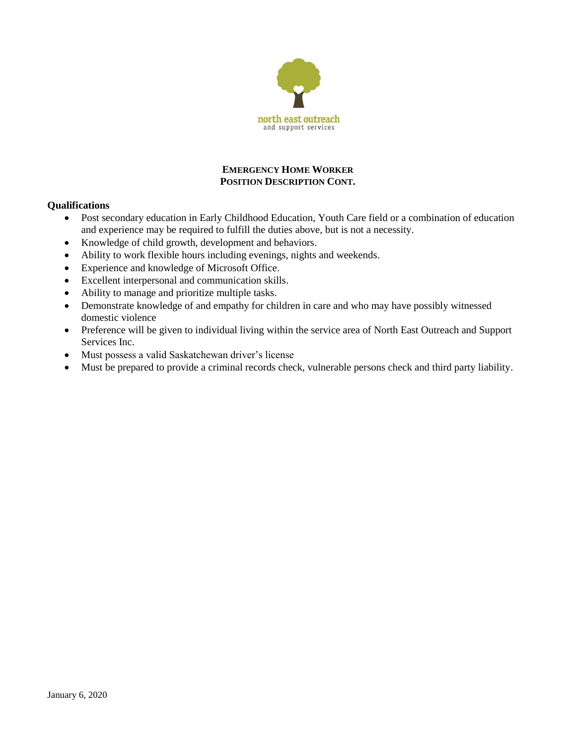north east outreach
and support services

**EMERGENCY HOME WORKER**
**POSITION DESCRIPTION CONT.**

**Qualifications**

- Post secondary education in Early Childhood Education, Youth Care field or a combination of education and experience may be required to fulfill the duties above, but is not a necessity.
- Knowledge of child growth, development and behaviors.
- Ability to work flexible hours including evenings, nights and weekends.
- Experience and knowledge of Microsoft Office.
- Excellent interpersonal and communication skills.
- Ability to manage and prioritize multiple tasks.
- Demonstrate knowledge of and empathy for children in care and who may have possibly witnessed domestic violence
- Preference will be given to individual living within the service area of North East Outreach and Support Services Inc.
- Must possess a valid Saskatchewan driver's license
- Must be prepared to provide a criminal records check, vulnerable persons check and third party liability.

January 6, 2020